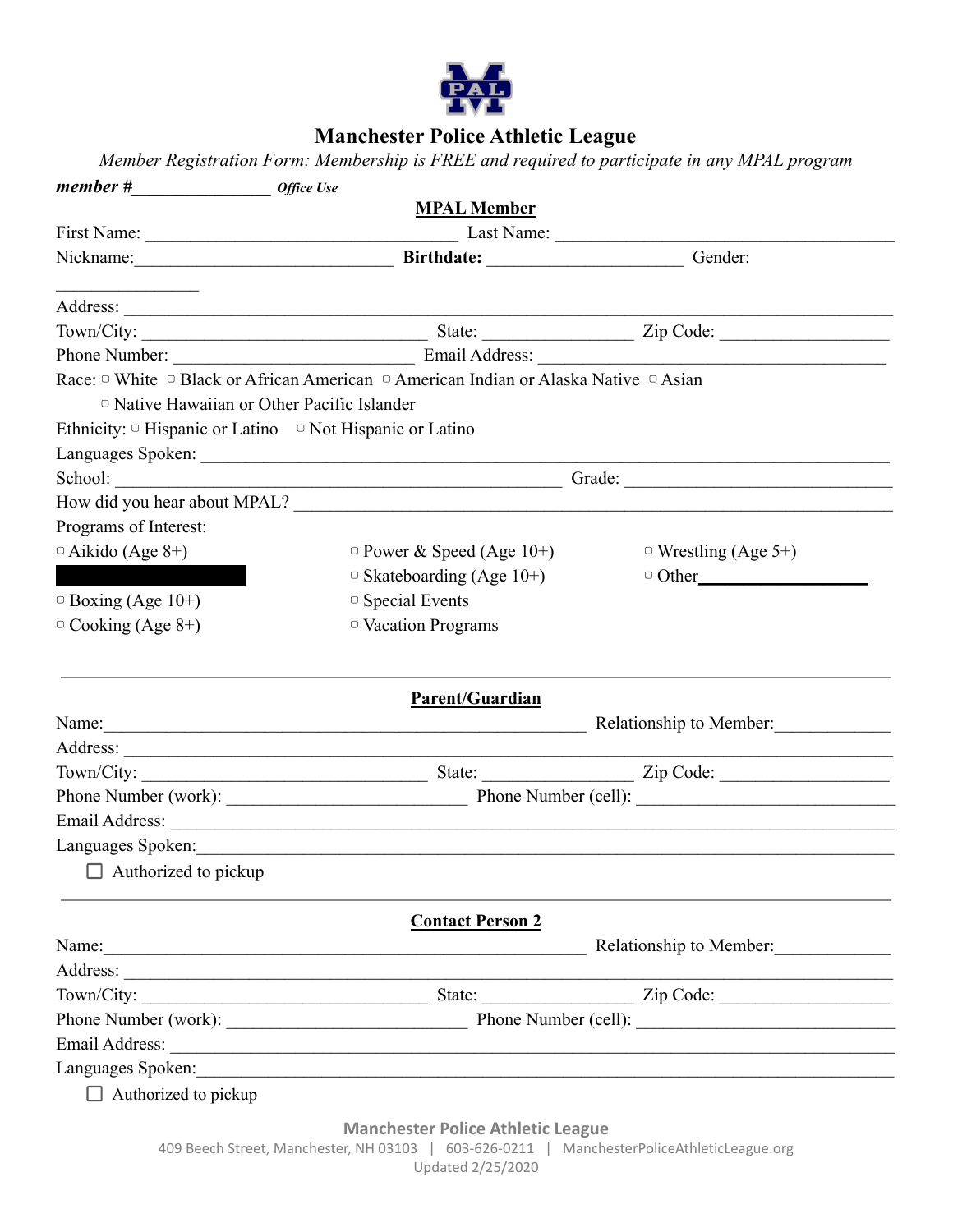# Manchester Police Athletic League

*Member Registration Form: Membership is FREE and required to participate in any MPAL program*

***member #***_______________ ***Office Use***

## MPAL Member

First Name: ________________________________ Last Name: ____________________________________

Nickname:____________________________ **Birthdate:** _____________________ Gender: _______________

Address: _____________________________________________________________________________________

Town/City: _______________________________ State: ________________ Zip Code: __________________

Phone Number: ___________________________ Email Address: ______________________________________

Race: ▢ White ▢ Black or African American ▢ American Indian or Alaska Native ▢ Asian
▢ Native Hawaiian or Other Pacific Islander

Ethnicity: ▢ Hispanic or Latino ▢ Not Hispanic or Latino

Languages Spoken: ____________________________________________________________________________

School: _________________________________________________ Grade: ____________________________

How did you hear about MPAL? _________________________________________________________________

Programs of Interest:

▢ Aikido (Age 8+)
▢ Boxing (Age 10+)
▢ Cooking (Age 8+)
▢ Power & Speed (Age 10+)
▢ Skateboarding (Age 10+)
▢ Special Events
▢ Vacation Programs
▢ Wrestling (Age 5+)
▢ Other___________________

---

## Parent/Guardian

Name:______________________________________________________ Relationship to Member:_____________

Address: _____________________________________________________________________________________

Town/City: _______________________________ State: ________________ Zip Code: __________________

Phone Number (work): ___________________________ Phone Number (cell): ____________________________

Email Address: _______________________________________________________________________________

Languages Spoken:_____________________________________________________________________________

☐ Authorized to pickup

---

## Contact Person 2

Name:______________________________________________________ Relationship to Member:_____________

Address: _____________________________________________________________________________________

Town/City: _______________________________ State: ________________ Zip Code: __________________

Phone Number (work): ___________________________ Phone Number (cell): ____________________________

Email Address: _______________________________________________________________________________

Languages Spoken:_____________________________________________________________________________

☐ Authorized to pickup

Manchester Police Athletic League
409 Beech Street, Manchester, NH 03103 | 603-626-0211 | ManchesterPoliceAthleticLeague.org
Updated 2/25/2020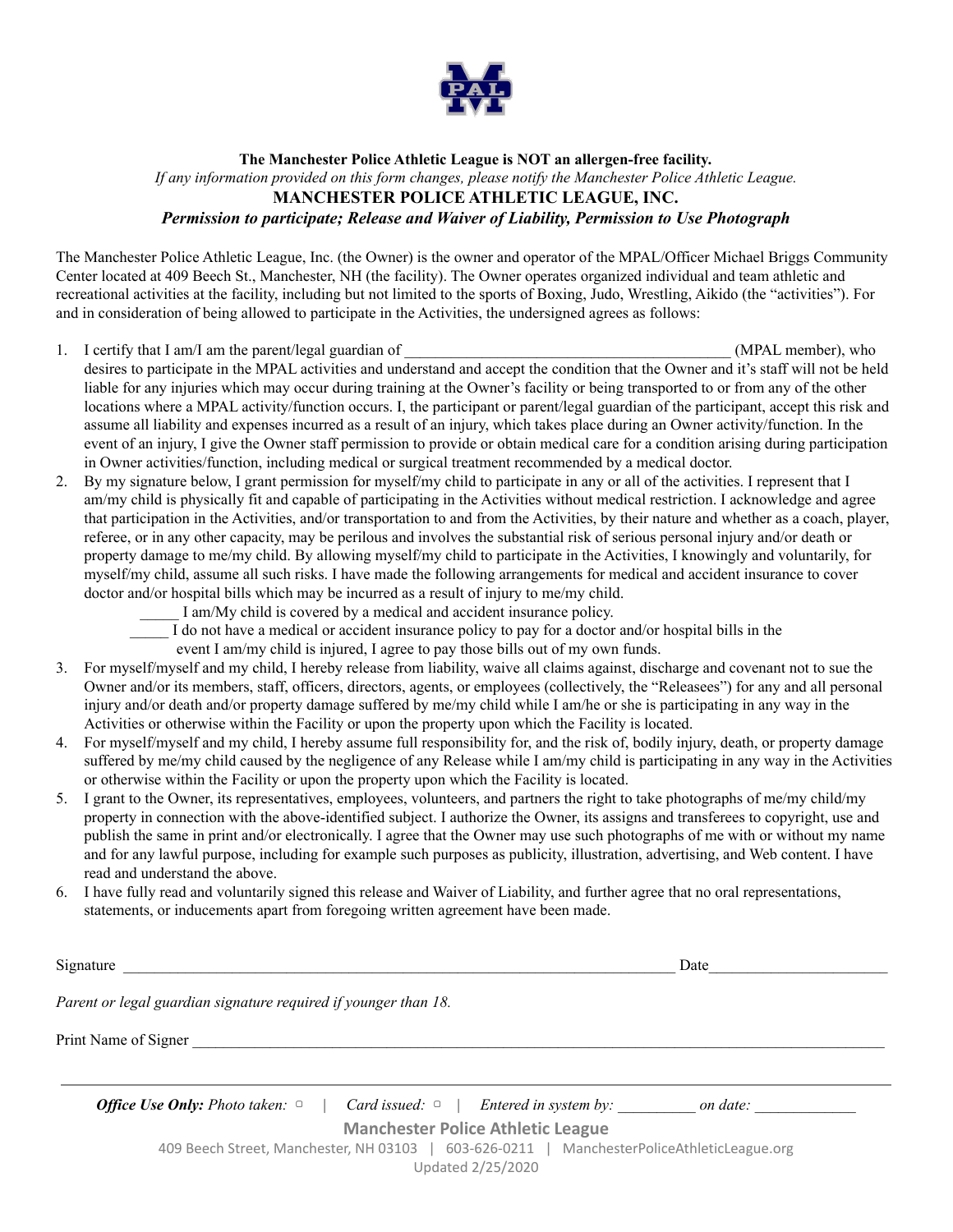**The Manchester Police Athletic League is NOT an allergen-free facility.**

*If any information provided on this form changes, please notify the Manchester Police Athletic League.*

**MANCHESTER POLICE ATHLETIC LEAGUE, INC.**

***Permission to participate; Release and Waiver of Liability, Permission to Use Photograph***

The Manchester Police Athletic League, Inc. (the Owner) is the owner and operator of the MPAL/Officer Michael Briggs Community Center located at 409 Beech St., Manchester, NH (the facility). The Owner operates organized individual and team athletic and recreational activities at the facility, including but not limited to the sports of Boxing, Judo, Wrestling, Aikido (the "activities"). For and in consideration of being allowed to participate in the Activities, the undersigned agrees as follows:

1. I certify that I am/I am the parent/legal guardian of ___________________________________________ (MPAL member), who desires to participate in the MPAL activities and understand and accept the condition that the Owner and it's staff will not be held liable for any injuries which may occur during training at the Owner's facility or being transported to or from any of the other locations where a MPAL activity/function occurs. I, the participant or parent/legal guardian of the participant, accept this risk and assume all liability and expenses incurred as a result of an injury, which takes place during an Owner activity/function. In the event of an injury, I give the Owner staff permission to provide or obtain medical care for a condition arising during participation in Owner activities/function, including medical or surgical treatment recommended by a medical doctor.
2. By my signature below, I grant permission for myself/my child to participate in any or all of the activities. I represent that I am/my child is physically fit and capable of participating in the Activities without medical restriction. I acknowledge and agree that participation in the Activities, and/or transportation to and from the Activities, by their nature and whether as a coach, player, referee, or in any other capacity, may be perilous and involves the substantial risk of serious personal injury and/or death or property damage to me/my child. By allowing myself/my child to participate in the Activities, I knowingly and voluntarily, for myself/my child, assume all such risks. I have made the following arrangements for medical and accident insurance to cover doctor and/or hospital bills which may be incurred as a result of injury to me/my child.
   - _____ I am/My child is covered by a medical and accident insurance policy.
   - _____ I do not have a medical or accident insurance policy to pay for a doctor and/or hospital bills in the event I am/my child is injured, I agree to pay those bills out of my own funds.
3. For myself/myself and my child, I hereby release from liability, waive all claims against, discharge and covenant not to sue the Owner and/or its members, staff, officers, directors, agents, or employees (collectively, the "Releasees") for any and all personal injury and/or death and/or property damage suffered by me/my child while I am/he or she is participating in any way in the Activities or otherwise within the Facility or upon the property upon which the Facility is located.
4. For myself/myself and my child, I hereby assume full responsibility for, and the risk of, bodily injury, death, or property damage suffered by me/my child caused by the negligence of any Release while I am/my child is participating in any way in the Activities or otherwise within the Facility or upon the property upon which the Facility is located.
5. I grant to the Owner, its representatives, employees, volunteers, and partners the right to take photographs of me/my child/my property in connection with the above-identified subject. I authorize the Owner, its assigns and transferees to copyright, use and publish the same in print and/or electronically. I agree that the Owner may use such photographs of me with or without my name and for any lawful purpose, including for example such purposes as publicity, illustration, advertising, and Web content. I have read and understand the above.
6. I have fully read and voluntarily signed this release and Waiver of Liability, and further agree that no oral representations, statements, or inducements apart from foregoing written agreement have been made.

Signature ______________________________________________________________________ Date______________________

*Parent or legal guardian signature required if younger than 18.*

Print Name of Signer ____________________________________________________________________________________

***Office Use Only:*** *Photo taken:* ▢ | *Card issued:* ▢ | *Entered in system by:* __________ *on date:* _____________

**Manchester Police Athletic League**

409 Beech Street, Manchester, NH 03103 | 603-626-0211 | ManchesterPoliceAthleticLeague.org

Updated 2/25/2020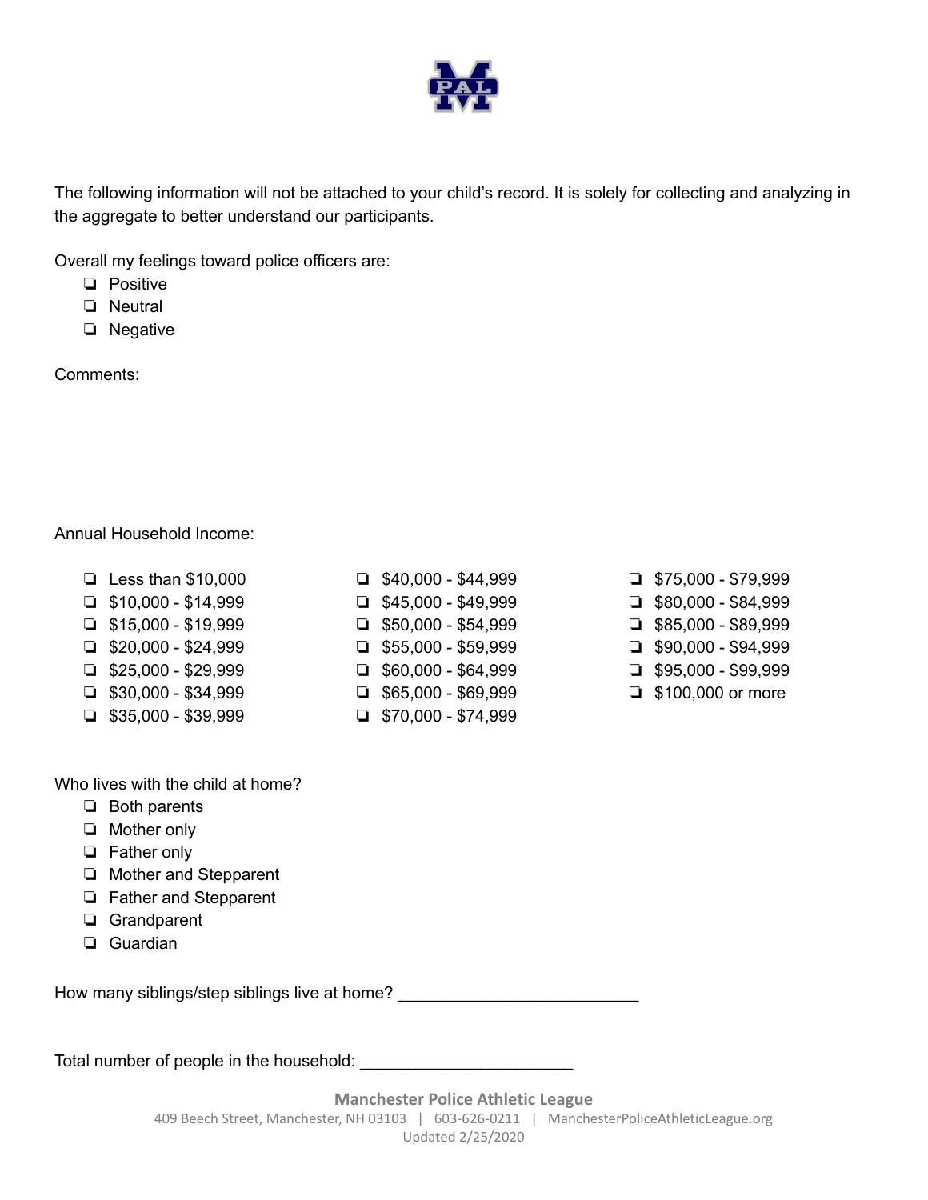The following information will not be attached to your child's record. It is solely for collecting and analyzing in the aggregate to better understand our participants.

Overall my feelings toward police officers are:

- ❏ Positive
- ❏ Neutral
- ❏ Negative

Comments:

Annual Household Income:

- ❏ Less than $10,000
- ❏ $10,000 - $14,999
- ❏ $15,000 - $19,999
- ❏ $20,000 - $24,999
- ❏ $25,000 - $29,999
- ❏ $30,000 - $34,999
- ❏ $35,000 - $39,999
- ❏ $40,000 - $44,999
- ❏ $45,000 - $49,999
- ❏ $50,000 - $54,999
- ❏ $55,000 - $59,999
- ❏ $60,000 - $64,999
- ❏ $65,000 - $69,999
- ❏ $70,000 - $74,999
- ❏ $75,000 - $79,999
- ❏ $80,000 - $84,999
- ❏ $85,000 - $89,999
- ❏ $90,000 - $94,999
- ❏ $95,000 - $99,999
- ❏ $100,000 or more

Who lives with the child at home?

- ❏ Both parents
- ❏ Mother only
- ❏ Father only
- ❏ Mother and Stepparent
- ❏ Father and Stepparent
- ❏ Grandparent
- ❏ Guardian

How many siblings/step siblings live at home? __________________________

Total number of people in the household: ______________________

**Manchester Police Athletic League**
409 Beech Street, Manchester, NH 03103 | 603-626-0211 | ManchesterPoliceAthleticLeague.org
Updated 2/25/2020